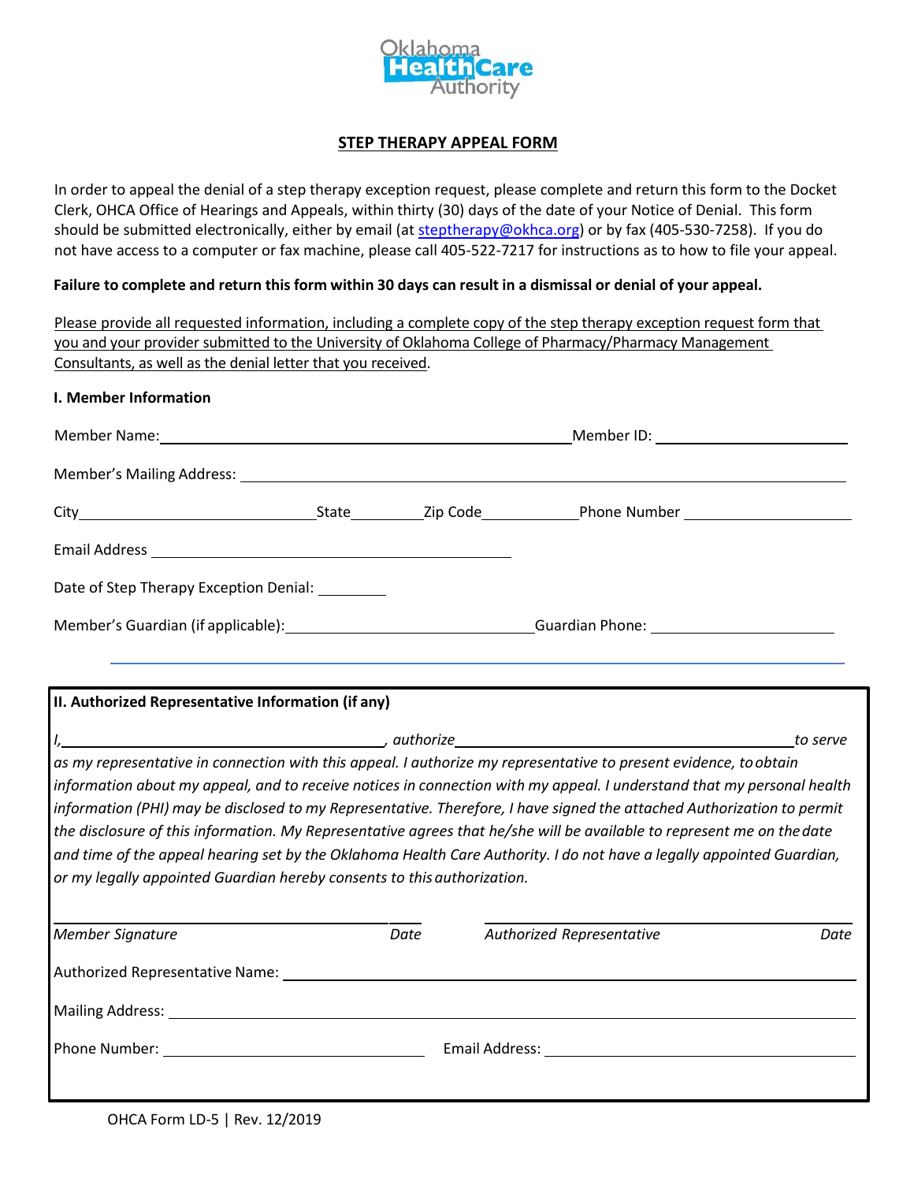Oklahoma Health Care Authority

# STEP THERAPY APPEAL FORM

In order to appeal the denial of a step therapy exception request, please complete and return this form to the Docket Clerk, OHCA Office of Hearings and Appeals, within thirty (30) days of the date of your Notice of Denial. This form should be submitted electronically, either by email (at steptherapy@okhca.org) or by fax (405-530-7258). If you do not have access to a computer or fax machine, please call 405-522-7217 for instructions as to how to file your appeal.

**Failure to complete and return this form within 30 days can result in a dismissal or denial of your appeal.**

Please provide all requested information, including a complete copy of the step therapy exception request form that you and your provider submitted to the University of Oklahoma College of Pharmacy/Pharmacy Management Consultants, as well as the denial letter that you received.

**I. Member Information**

Member Name: ______________________________ Member ID: ______________

Member's Mailing Address: ______________________________

City ______________ State ______ Zip Code ______ Phone Number ______________

Email Address ______________________________

Date of Step Therapy Exception Denial: ________

Member's Guardian (if applicable): ______________________________ Guardian Phone: ______________

**II. Authorized Representative Information (if any)**

*I, ______________________________, authorize ______________________________ to serve as my representative in connection with this appeal. I authorize my representative to present evidence, to obtain information about my appeal, and to receive notices in connection with my appeal. I understand that my personal health information (PHI) may be disclosed to my Representative. Therefore, I have signed the attached Authorization to permit the disclosure of this information. My Representative agrees that he/she will be available to represent me on the date and time of the appeal hearing set by the Oklahoma Health Care Authority. I do not have a legally appointed Guardian, or my legally appointed Guardian hereby consents to this authorization.*

______________________________ ______ &nbsp;&nbsp;&nbsp; ______________________________ ______
*Member Signature* &nbsp;&nbsp; *Date* &nbsp;&nbsp;&nbsp; *Authorized Representative* &nbsp;&nbsp; *Date*

Authorized Representative Name: ______________________________

Mailing Address: ______________________________

Phone Number: ______________ Email Address: ______________

OHCA Form LD-5 | Rev. 12/2019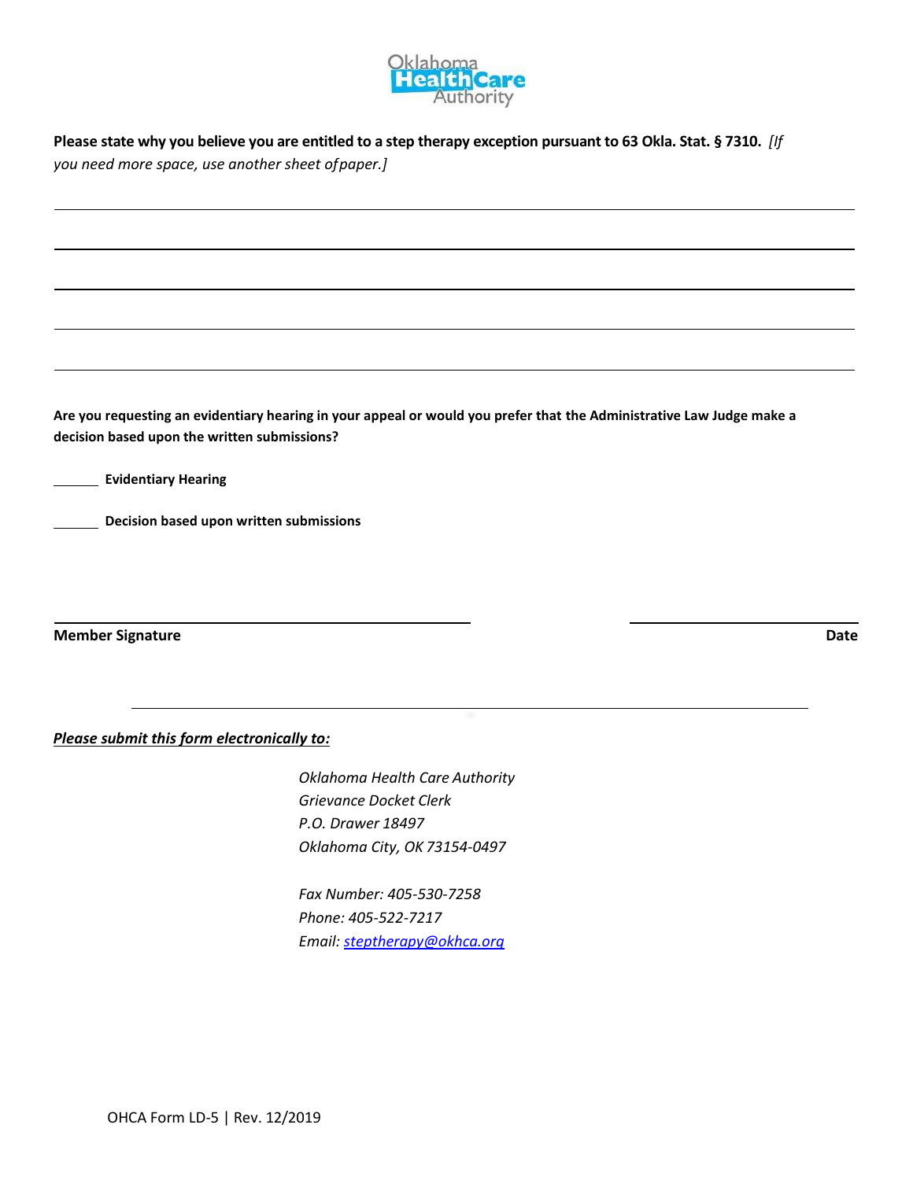**Please state why you believe you are entitled to a step therapy exception pursuant to 63 Okla. Stat. § 7310.** *[If you need more space, use another sheet of paper.]*

\_\_\_\_\_\_\_\_\_\_\_\_\_\_\_\_\_\_\_\_\_\_\_\_\_\_\_\_\_\_\_\_\_\_\_\_\_\_\_\_\_\_\_\_\_\_\_\_\_\_\_\_\_\_\_\_\_\_\_\_\_\_\_\_\_\_\_\_\_\_\_\_\_\_\_\_\_\_

\_\_\_\_\_\_\_\_\_\_\_\_\_\_\_\_\_\_\_\_\_\_\_\_\_\_\_\_\_\_\_\_\_\_\_\_\_\_\_\_\_\_\_\_\_\_\_\_\_\_\_\_\_\_\_\_\_\_\_\_\_\_\_\_\_\_\_\_\_\_\_\_\_\_\_\_\_\_

\_\_\_\_\_\_\_\_\_\_\_\_\_\_\_\_\_\_\_\_\_\_\_\_\_\_\_\_\_\_\_\_\_\_\_\_\_\_\_\_\_\_\_\_\_\_\_\_\_\_\_\_\_\_\_\_\_\_\_\_\_\_\_\_\_\_\_\_\_\_\_\_\_\_\_\_\_\_

\_\_\_\_\_\_\_\_\_\_\_\_\_\_\_\_\_\_\_\_\_\_\_\_\_\_\_\_\_\_\_\_\_\_\_\_\_\_\_\_\_\_\_\_\_\_\_\_\_\_\_\_\_\_\_\_\_\_\_\_\_\_\_\_\_\_\_\_\_\_\_\_\_\_\_\_\_\_

\_\_\_\_\_\_\_\_\_\_\_\_\_\_\_\_\_\_\_\_\_\_\_\_\_\_\_\_\_\_\_\_\_\_\_\_\_\_\_\_\_\_\_\_\_\_\_\_\_\_\_\_\_\_\_\_\_\_\_\_\_\_\_\_\_\_\_\_\_\_\_\_\_\_\_\_\_\_

**Are you requesting an evidentiary hearing in your appeal or would you prefer that the Administrative Law Judge make a decision based upon the written submissions?**

\_\_\_\_\_\_ **Evidentiary Hearing**

\_\_\_\_\_\_ **Decision based upon written submissions**

\_\_\_\_\_\_\_\_\_\_\_\_\_\_\_\_\_\_\_\_\_\_\_\_\_\_\_\_\_\_\_\_\_\_\_\_\_\_\_\_ \_\_\_\_\_\_\_\_\_\_\_\_\_\_\_\_\_\_\_\_\_\_\_\_

**Member Signature** **Date**

***Please submit this form electronically to:***

*Oklahoma Health Care Authority*
*Grievance Docket Clerk*
*P.O. Drawer 18497*
*Oklahoma City, OK 73154-0497*

*Fax Number: 405-530-7258*
*Phone: 405-522-7217*
*Email: steptherapy@okhca.org*

OHCA Form LD-5 | Rev. 12/2019